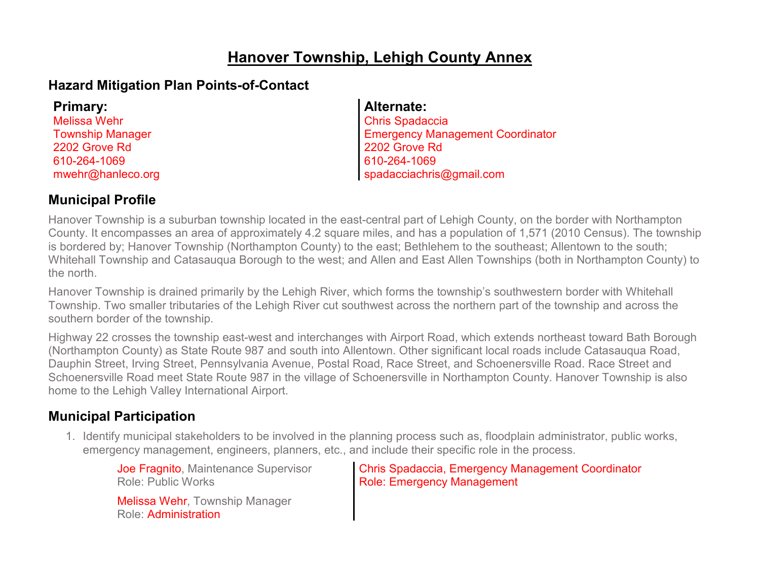# Hanover Township, Lehigh County Annex

## Hazard Mitigation Plan Points-of-Contact

**Primary:**
Melissa Wehr
Township Manager
2202 Grove Rd
610-264-1069
mwehr@hanleco.org

**Alternate:**
Chris Spadaccia
Emergency Management Coordinator
2202 Grove Rd
610-264-1069
spadacciachris@gmail.com

## Municipal Profile

Hanover Township is a suburban township located in the east-central part of Lehigh County, on the border with Northampton County. It encompasses an area of approximately 4.2 square miles, and has a population of 1,571 (2010 Census). The township is bordered by; Hanover Township (Northampton County) to the east; Bethlehem to the southeast; Allentown to the south; Whitehall Township and Catasauqua Borough to the west; and Allen and East Allen Townships (both in Northampton County) to the north.

Hanover Township is drained primarily by the Lehigh River, which forms the township's southwestern border with Whitehall Township. Two smaller tributaries of the Lehigh River cut southwest across the northern part of the township and across the southern border of the township.

Highway 22 crosses the township east-west and interchanges with Airport Road, which extends northeast toward Bath Borough (Northampton County) as State Route 987 and south into Allentown. Other significant local roads include Catasauqua Road, Dauphin Street, Irving Street, Pennsylvania Avenue, Postal Road, Race Street, and Schoenersville Road. Race Street and Schoenersville Road meet State Route 987 in the village of Schoenersville in Northampton County. Hanover Township is also home to the Lehigh Valley International Airport.

## Municipal Participation

1. Identify municipal stakeholders to be involved in the planning process such as, floodplain administrator, public works, emergency management, engineers, planners, etc., and include their specific role in the process.

   Joe Fragnito, Maintenance Supervisor
   Role: Public Works

   Melissa Wehr, Township Manager
   Role: Administration

   Chris Spadaccia, Emergency Management Coordinator
   Role: Emergency Management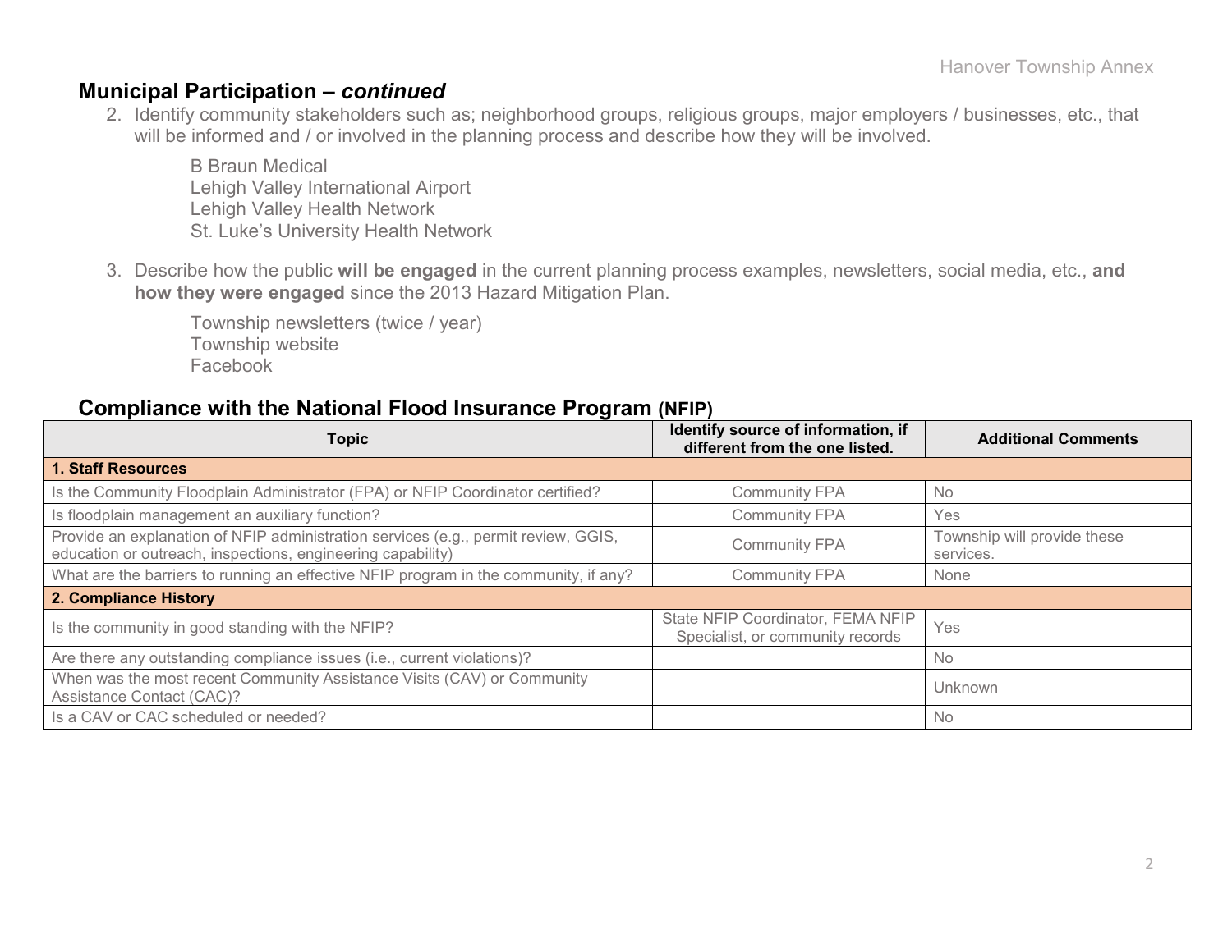## Municipal Participation – *continued*

2. Identify community stakeholders such as; neighborhood groups, religious groups, major employers / businesses, etc., that will be informed and / or involved in the planning process and describe how they will be involved.

   B Braun Medical
   Lehigh Valley International Airport
   Lehigh Valley Health Network
   St. Luke's University Health Network

3. Describe how the public **will be engaged** in the current planning process examples, newsletters, social media, etc., **and how they were engaged** since the 2013 Hazard Mitigation Plan.

   Township newsletters (twice / year)
   Township website
   Facebook

## Compliance with the National Flood Insurance Program (NFIP)

| Topic | Identify source of information, if different from the one listed. | Additional Comments |
|---|---|---|
| **1. Staff Resources** | | |
| Is the Community Floodplain Administrator (FPA) or NFIP Coordinator certified? | Community FPA | No |
| Is floodplain management an auxiliary function? | Community FPA | Yes |
| Provide an explanation of NFIP administration services (e.g., permit review, GGIS, education or outreach, inspections, engineering capability) | Community FPA | Township will provide these services. |
| What are the barriers to running an effective NFIP program in the community, if any? | Community FPA | None |
| **2. Compliance History** | | |
| Is the community in good standing with the NFIP? | State NFIP Coordinator, FEMA NFIP Specialist, or community records | Yes |
| Are there any outstanding compliance issues (i.e., current violations)? | | No |
| When was the most recent Community Assistance Visits (CAV) or Community Assistance Contact (CAC)? | | Unknown |
| Is a CAV or CAC scheduled or needed? | | No |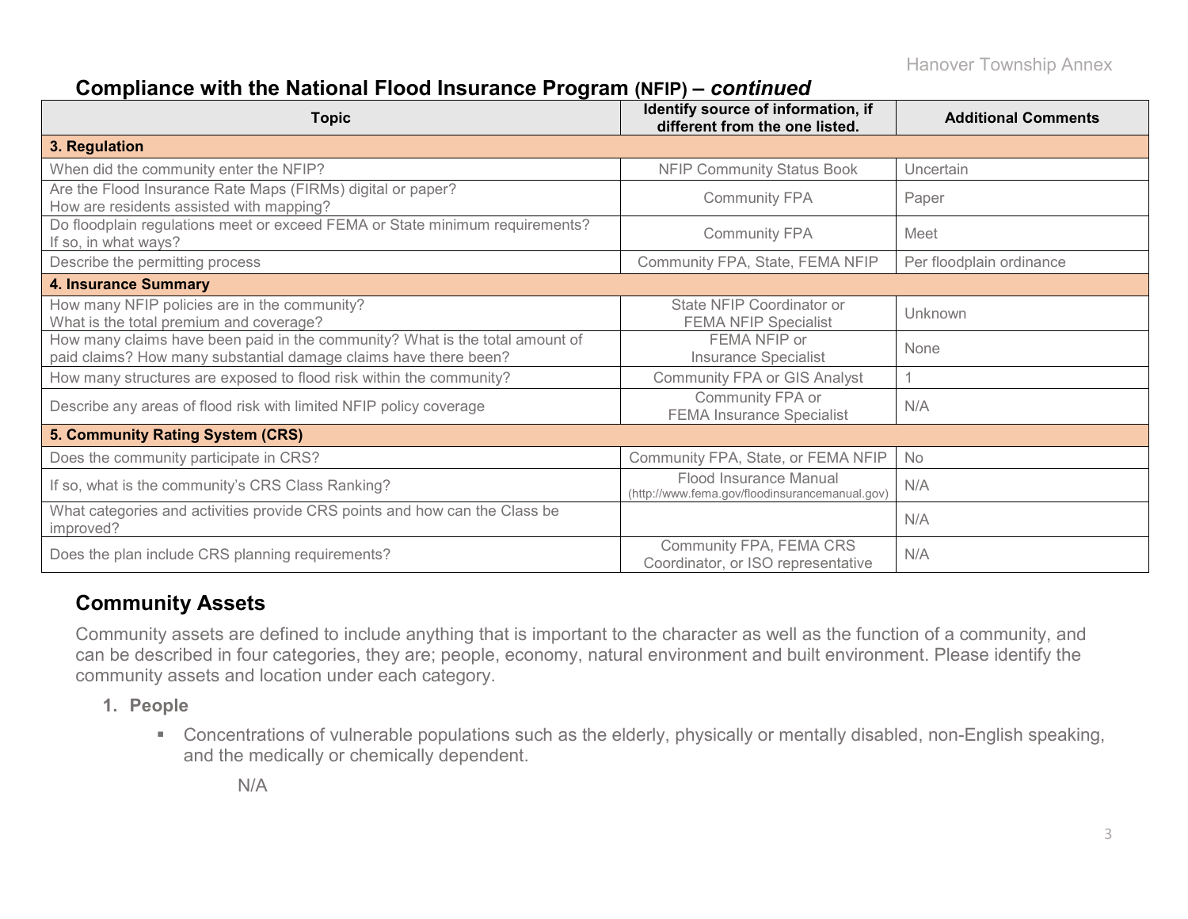## Compliance with the National Flood Insurance Program (NFIP) – *continued*

| Topic | Identify source of information, if different from the one listed. | Additional Comments |
|---|---|---|
| **3. Regulation** | | |
| When did the community enter the NFIP? | NFIP Community Status Book | Uncertain |
| Are the Flood Insurance Rate Maps (FIRMs) digital or paper? How are residents assisted with mapping? | Community FPA | Paper |
| Do floodplain regulations meet or exceed FEMA or State minimum requirements? If so, in what ways? | Community FPA | Meet |
| Describe the permitting process | Community FPA, State, FEMA NFIP | Per floodplain ordinance |
| **4. Insurance Summary** | | |
| How many NFIP policies are in the community? What is the total premium and coverage? | State NFIP Coordinator or FEMA NFIP Specialist | Unknown |
| How many claims have been paid in the community? What is the total amount of paid claims? How many substantial damage claims have there been? | FEMA NFIP or Insurance Specialist | None |
| How many structures are exposed to flood risk within the community? | Community FPA or GIS Analyst | 1 |
| Describe any areas of flood risk with limited NFIP policy coverage | Community FPA or FEMA Insurance Specialist | N/A |
| **5. Community Rating System (CRS)** | | |
| Does the community participate in CRS? | Community FPA, State, or FEMA NFIP | No |
| If so, what is the community's CRS Class Ranking? | Flood Insurance Manual (http://www.fema.gov/floodinsurancemanual.gov) | N/A |
| What categories and activities provide CRS points and how can the Class be improved? | | N/A |
| Does the plan include CRS planning requirements? | Community FPA, FEMA CRS Coordinator, or ISO representative | N/A |

## Community Assets

Community assets are defined to include anything that is important to the character as well as the function of a community, and can be described in four categories, they are; people, economy, natural environment and built environment. Please identify the community assets and location under each category.

1. **People**
   - Concentrations of vulnerable populations such as the elderly, physically or mentally disabled, non-English speaking, and the medically or chemically dependent.

     N/A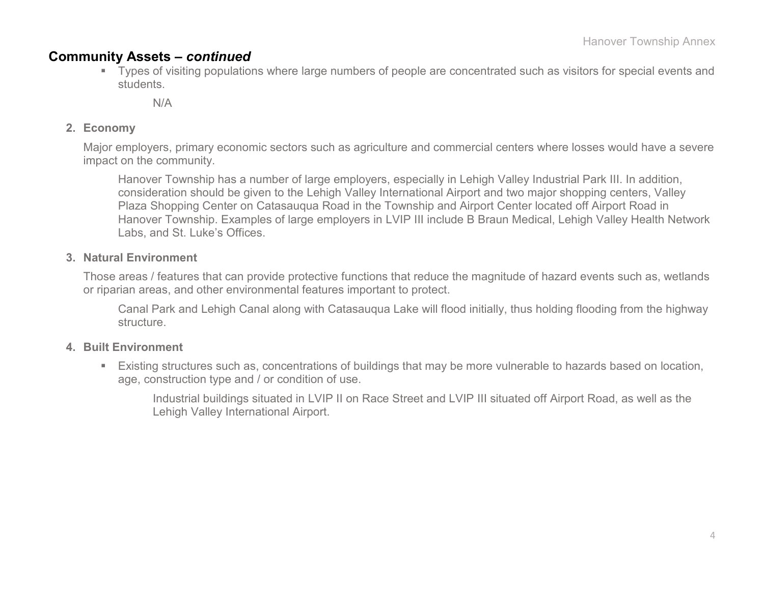## Community Assets – *continued*

- Types of visiting populations where large numbers of people are concentrated such as visitors for special events and students.

    N/A

**2. Economy**

Major employers, primary economic sectors such as agriculture and commercial centers where losses would have a severe impact on the community.

> Hanover Township has a number of large employers, especially in Lehigh Valley Industrial Park III. In addition, consideration should be given to the Lehigh Valley International Airport and two major shopping centers, Valley Plaza Shopping Center on Catasauqua Road in the Township and Airport Center located off Airport Road in Hanover Township. Examples of large employers in LVIP III include B Braun Medical, Lehigh Valley Health Network Labs, and St. Luke's Offices.

**3. Natural Environment**

Those areas / features that can provide protective functions that reduce the magnitude of hazard events such as, wetlands or riparian areas, and other environmental features important to protect.

> Canal Park and Lehigh Canal along with Catasauqua Lake will flood initially, thus holding flooding from the highway structure.

**4. Built Environment**

- Existing structures such as, concentrations of buildings that may be more vulnerable to hazards based on location, age, construction type and / or condition of use.

    Industrial buildings situated in LVIP II on Race Street and LVIP III situated off Airport Road, as well as the Lehigh Valley International Airport.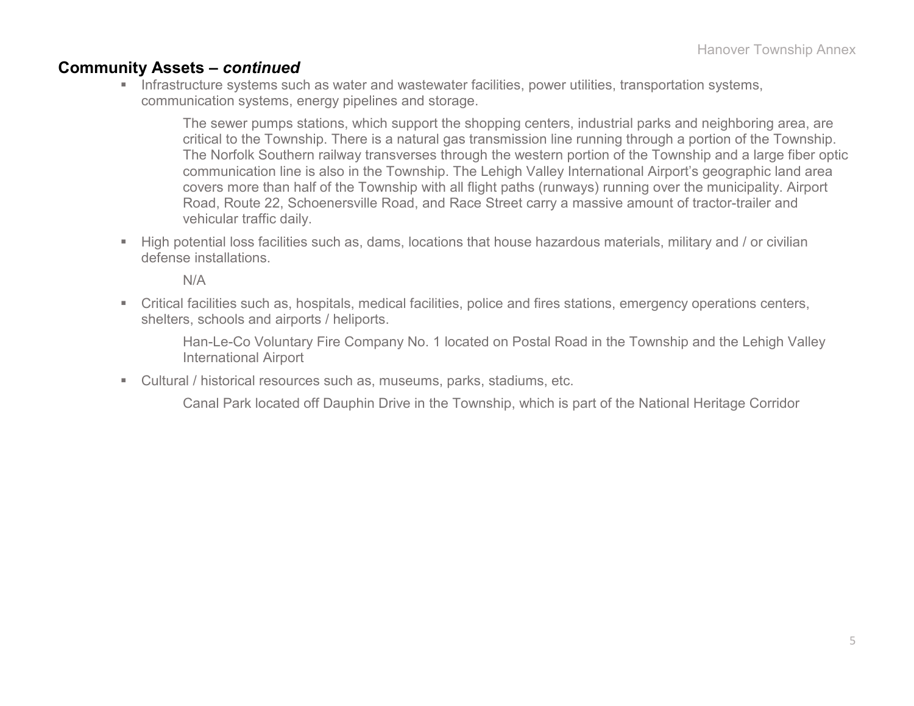## Community Assets – *continued*

- Infrastructure systems such as water and wastewater facilities, power utilities, transportation systems, communication systems, energy pipelines and storage.

  The sewer pumps stations, which support the shopping centers, industrial parks and neighboring area, are critical to the Township. There is a natural gas transmission line running through a portion of the Township. The Norfolk Southern railway transverses through the western portion of the Township and a large fiber optic communication line is also in the Township. The Lehigh Valley International Airport's geographic land area covers more than half of the Township with all flight paths (runways) running over the municipality. Airport Road, Route 22, Schoenersville Road, and Race Street carry a massive amount of tractor-trailer and vehicular traffic daily.

- High potential loss facilities such as, dams, locations that house hazardous materials, military and / or civilian defense installations.

  N/A

- Critical facilities such as, hospitals, medical facilities, police and fires stations, emergency operations centers, shelters, schools and airports / heliports.

  Han-Le-Co Voluntary Fire Company No. 1 located on Postal Road in the Township and the Lehigh Valley International Airport

- Cultural / historical resources such as, museums, parks, stadiums, etc.

  Canal Park located off Dauphin Drive in the Township, which is part of the National Heritage Corridor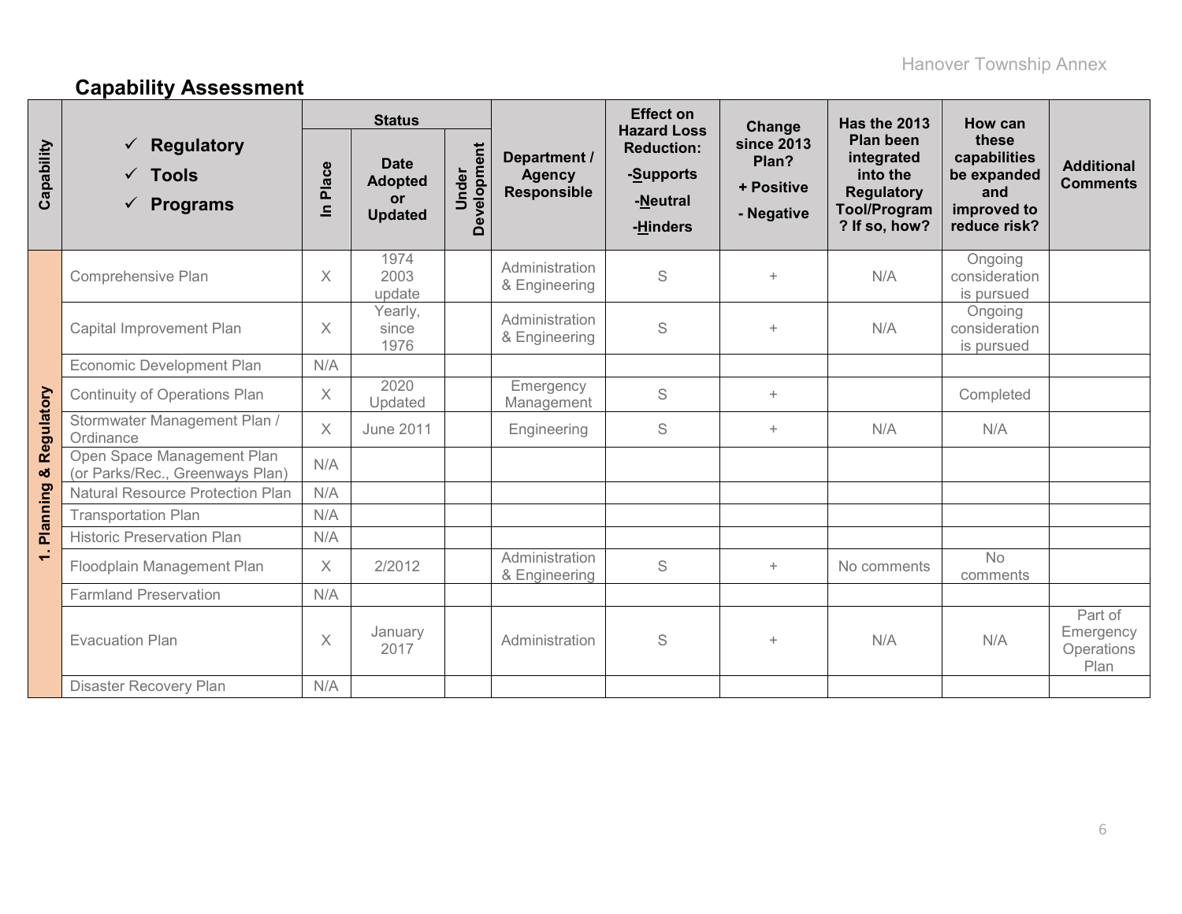## Capability Assessment

| Capability | ✓ Regulatory ✓ Tools ✓ Programs | Status | | | Department / Agency Responsible | Effect on Hazard Loss Reduction: -Supports -Neutral -Hinders | Change since 2013 Plan? + Positive - Negative | Has the 2013 Plan been integrated into the Regulatory Tool/Program? If so, how? | How can these capabilities be expanded and improved to reduce risk? | Additional Comments |
|---|---|---|---|---|---|---|---|---|---|---|
| | | In Place | Date Adopted or Updated | Under Development | | | | | | |
| 1. Planning & Regulatory | Comprehensive Plan | X | 1974 2003 update | | Administration & Engineering | S | + | N/A | Ongoing consideration is pursued | |
| | Capital Improvement Plan | X | Yearly, since 1976 | | Administration & Engineering | S | + | N/A | Ongoing consideration is pursued | |
| | Economic Development Plan | N/A | | | | | | | | |
| | Continuity of Operations Plan | X | 2020 Updated | | Emergency Management | S | + | | Completed | |
| | Stormwater Management Plan / Ordinance | X | June 2011 | | Engineering | S | + | N/A | N/A | |
| | Open Space Management Plan (or Parks/Rec., Greenways Plan) | N/A | | | | | | | | |
| | Natural Resource Protection Plan | N/A | | | | | | | | |
| | Transportation Plan | N/A | | | | | | | | |
| | Historic Preservation Plan | N/A | | | | | | | | |
| | Floodplain Management Plan | X | 2/2012 | | Administration & Engineering | S | + | No comments | No comments | |
| | Farmland Preservation | N/A | | | | | | | | |
| | Evacuation Plan | X | January 2017 | | Administration | S | + | N/A | N/A | Part of Emergency Operations Plan |
| | Disaster Recovery Plan | N/A | | | | | | | | |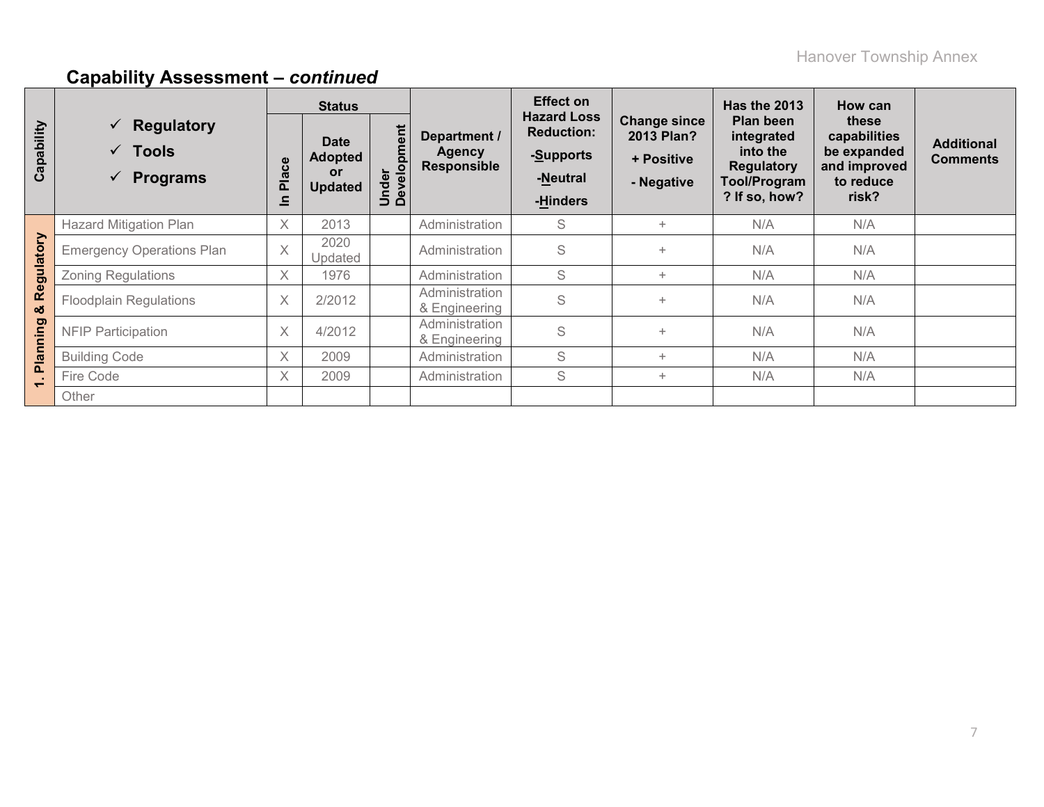## Capability Assessment – *continued*

| Capability | ✓ Regulatory ✓ Tools ✓ Programs | Status | | | Department / Agency Responsible | Effect on Hazard Loss Reduction: -Supports -Neutral -Hinders | Change since 2013 Plan? + Positive - Negative | Has the 2013 Plan been integrated into the Regulatory Tool/Program? If so, how? | How can these capabilities be expanded and improved to reduce risk? | Additional Comments |
|---|---|---|---|---|---|---|---|---|---|---|
| | | In Place | Date Adopted or Updated | Under Development | | | | | | |
| 1. Planning & Regulatory | Hazard Mitigation Plan | X | 2013 | | Administration | S | + | N/A | N/A | |
| | Emergency Operations Plan | X | 2020 Updated | | Administration | S | + | N/A | N/A | |
| | Zoning Regulations | X | 1976 | | Administration | S | + | N/A | N/A | |
| | Floodplain Regulations | X | 2/2012 | | Administration & Engineering | S | + | N/A | N/A | |
| | NFIP Participation | X | 4/2012 | | Administration & Engineering | S | + | N/A | N/A | |
| | Building Code | X | 2009 | | Administration | S | + | N/A | N/A | |
| | Fire Code | X | 2009 | | Administration | S | + | N/A | N/A | |
| | Other | | | | | | | | | |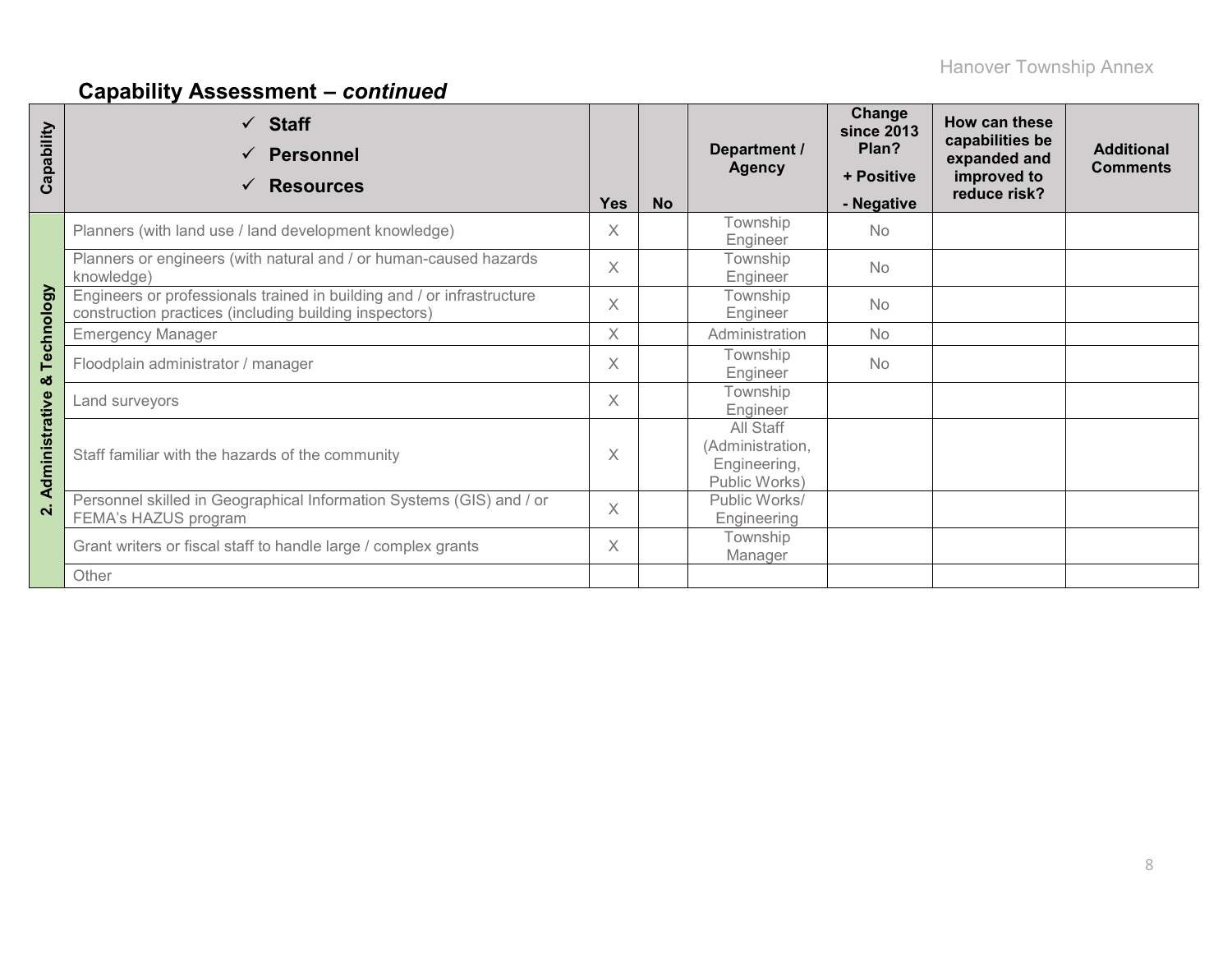## Capability Assessment – *continued*

| Capability | ✓ Staff ✓ Personnel ✓ Resources | Yes | No | Department / Agency | Change since 2013 Plan? + Positive - Negative | How can these capabilities be expanded and improved to reduce risk? | Additional Comments |
|---|---|---|---|---|---|---|---|
| 2. Administrative & Technology | Planners (with land use / land development knowledge) | X | | Township Engineer | No | | |
| | Planners or engineers (with natural and / or human-caused hazards knowledge) | X | | Township Engineer | No | | |
| | Engineers or professionals trained in building and / or infrastructure construction practices (including building inspectors) | X | | Township Engineer | No | | |
| | Emergency Manager | X | | Administration | No | | |
| | Floodplain administrator / manager | X | | Township Engineer | No | | |
| | Land surveyors | X | | Township Engineer | | | |
| | Staff familiar with the hazards of the community | X | | All Staff (Administration, Engineering, Public Works) | | | |
| | Personnel skilled in Geographical Information Systems (GIS) and / or FEMA's HAZUS program | X | | Public Works/ Engineering | | | |
| | Grant writers or fiscal staff to handle large / complex grants | X | | Township Manager | | | |
| | Other | | | | | | |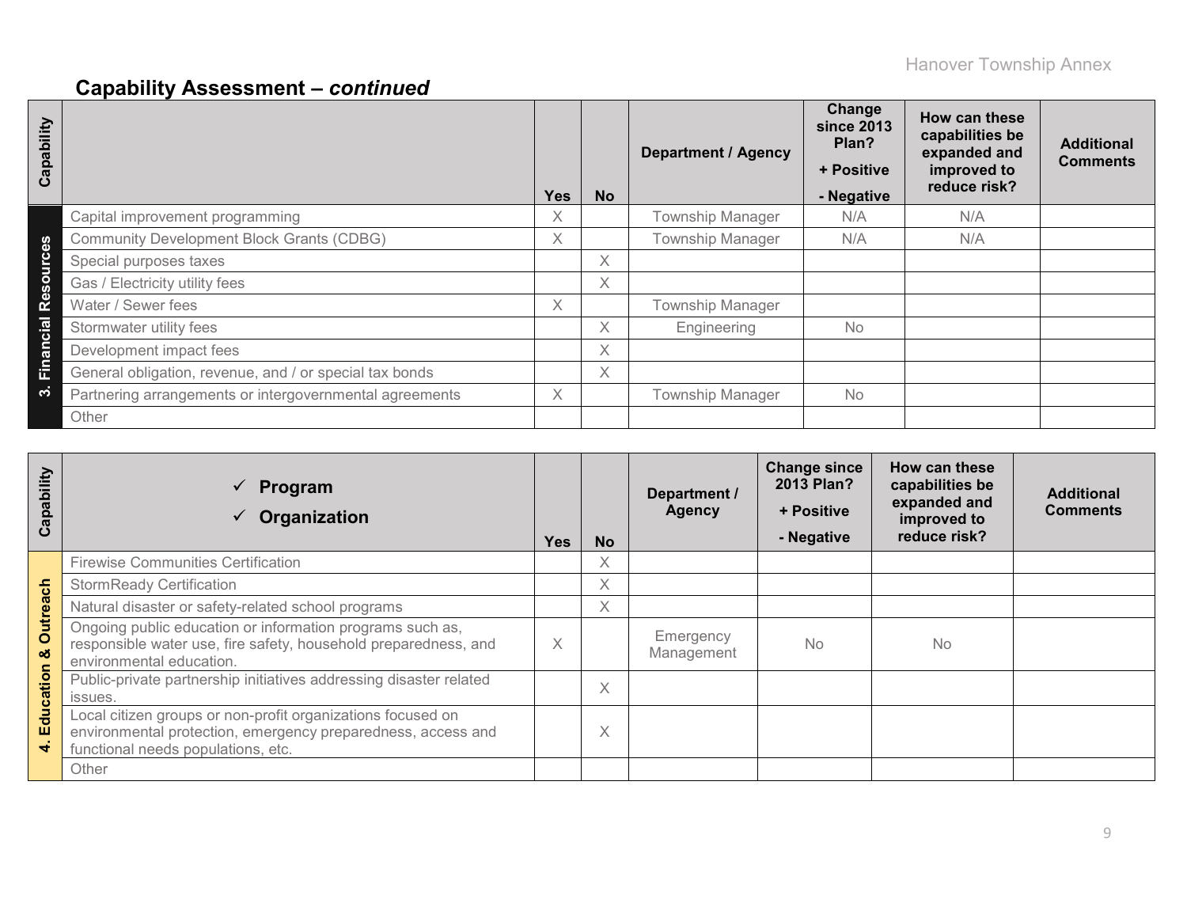## Capability Assessment – *continued*

| Capability | | Yes | No | Department / Agency | Change since 2013 Plan? + Positive - Negative | How can these capabilities be expanded and improved to reduce risk? | Additional Comments |
|---|---|---|---|---|---|---|---|
| 3. Financial Resources | Capital improvement programming | X | | Township Manager | N/A | N/A | |
| | Community Development Block Grants (CDBG) | X | | Township Manager | N/A | N/A | |
| | Special purposes taxes | | X | | | | |
| | Gas / Electricity utility fees | | X | | | | |
| | Water / Sewer fees | X | | Township Manager | | | |
| | Stormwater utility fees | | X | Engineering | No | | |
| | Development impact fees | | X | | | | |
| | General obligation, revenue, and / or special tax bonds | | X | | | | |
| | Partnering arrangements or intergovernmental agreements | X | | Township Manager | No | | |
| | Other | | | | | | |

| Capability | ✓ Program ✓ Organization | Yes | No | Department / Agency | Change since 2013 Plan? + Positive - Negative | How can these capabilities be expanded and improved to reduce risk? | Additional Comments |
|---|---|---|---|---|---|---|---|
| 4. Education & Outreach | Firewise Communities Certification | | X | | | | |
| | StormReady Certification | | X | | | | |
| | Natural disaster or safety-related school programs | | X | | | | |
| | Ongoing public education or information programs such as, responsible water use, fire safety, household preparedness, and environmental education. | X | | Emergency Management | No | No | |
| | Public-private partnership initiatives addressing disaster related issues. | | X | | | | |
| | Local citizen groups or non-profit organizations focused on environmental protection, emergency preparedness, access and functional needs populations, etc. | | X | | | | |
| | Other | | | | | | |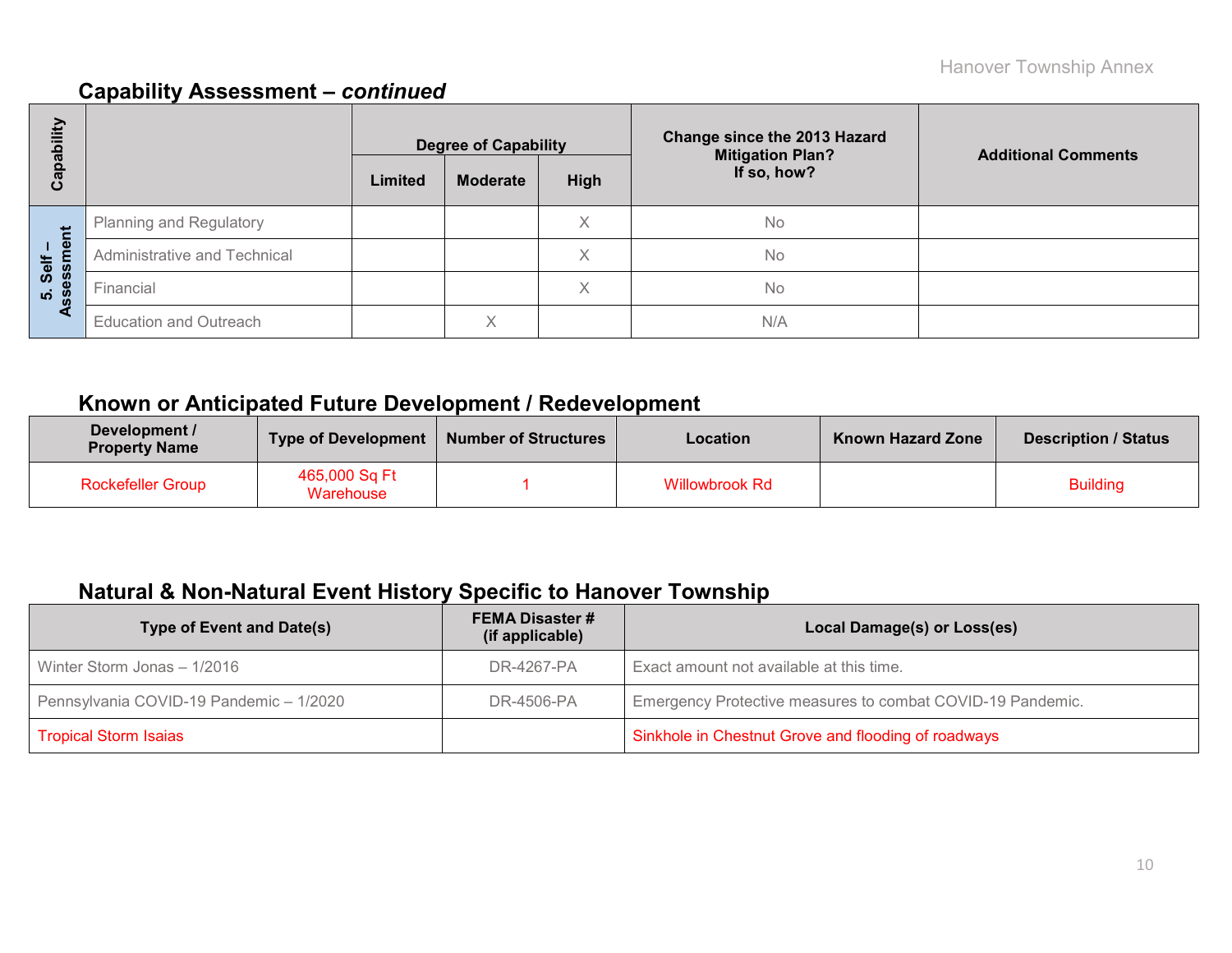## Capability Assessment – *continued*

| Capability | | Degree of Capability | | | Change since the 2013 Hazard Mitigation Plan? If so, how? | Additional Comments |
|---|---|---|---|---|---|---|
| | | Limited | Moderate | High | | |
| 5. Self – Assessment | Planning and Regulatory | | | X | No | |
| | Administrative and Technical | | | X | No | |
| | Financial | | | X | No | |
| | Education and Outreach | | X | | N/A | |

## Known or Anticipated Future Development / Redevelopment

| Development / Property Name | Type of Development | Number of Structures | Location | Known Hazard Zone | Description / Status |
|---|---|---|---|---|---|
| Rockefeller Group | 465,000 Sq Ft Warehouse | 1 | Willowbrook Rd | | Building |

## Natural & Non-Natural Event History Specific to Hanover Township

| Type of Event and Date(s) | FEMA Disaster # (if applicable) | Local Damage(s) or Loss(es) |
|---|---|---|
| Winter Storm Jonas – 1/2016 | DR-4267-PA | Exact amount not available at this time. |
| Pennsylvania COVID-19 Pandemic – 1/2020 | DR-4506-PA | Emergency Protective measures to combat COVID-19 Pandemic. |
| Tropical Storm Isaias | | Sinkhole in Chestnut Grove and flooding of roadways |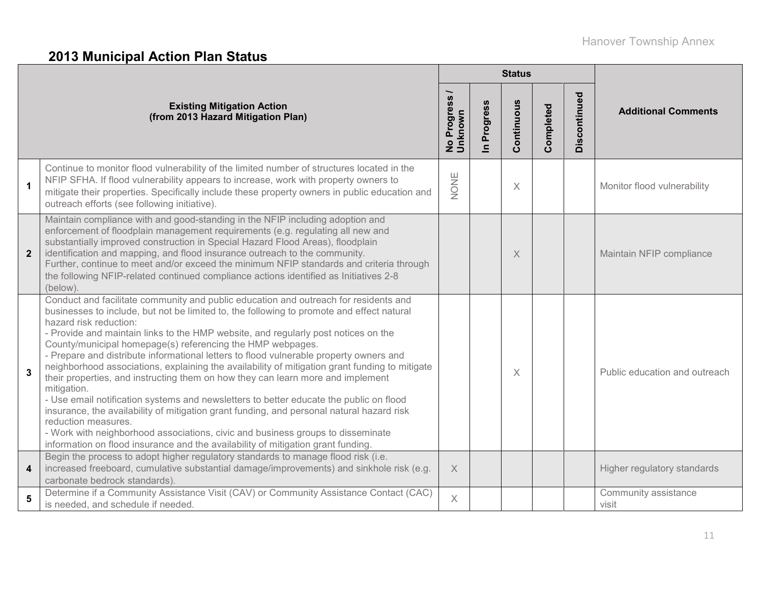## 2013 Municipal Action Plan Status

| | Existing Mitigation Action (from 2013 Hazard Mitigation Plan) | Status | | | | | Additional Comments |
|---|---|---|---|---|---|---|---|
| | | No Progress / Unknown | In Progress | Continuous | Completed | Discontinued | |
| 1 | Continue to monitor flood vulnerability of the limited number of structures located in the NFIP SFHA. If flood vulnerability appears to increase, work with property owners to mitigate their properties. Specifically include these property owners in public education and outreach efforts (see following initiative). | NONE | | X | | | Monitor flood vulnerability |
| 2 | Maintain compliance with and good-standing in the NFIP including adoption and enforcement of floodplain management requirements (e.g. regulating all new and substantially improved construction in Special Hazard Flood Areas), floodplain identification and mapping, and flood insurance outreach to the community. Further, continue to meet and/or exceed the minimum NFIP standards and criteria through the following NFIP-related continued compliance actions identified as Initiatives 2-8 (below). | | | X | | | Maintain NFIP compliance |
| 3 | Conduct and facilitate community and public education and outreach for residents and businesses to include, but not be limited to, the following to promote and effect natural hazard risk reduction:<br>- Provide and maintain links to the HMP website, and regularly post notices on the County/municipal homepage(s) referencing the HMP webpages.<br>- Prepare and distribute informational letters to flood vulnerable property owners and neighborhood associations, explaining the availability of mitigation grant funding to mitigate their properties, and instructing them on how they can learn more and implement mitigation.<br>- Use email notification systems and newsletters to better educate the public on flood insurance, the availability of mitigation grant funding, and personal natural hazard risk reduction measures.<br>- Work with neighborhood associations, civic and business groups to disseminate information on flood insurance and the availability of mitigation grant funding. | | | X | | | Public education and outreach |
| 4 | Begin the process to adopt higher regulatory standards to manage flood risk (i.e. increased freeboard, cumulative substantial damage/improvements) and sinkhole risk (e.g. carbonate bedrock standards). | X | | | | | Higher regulatory standards |
| 5 | Determine if a Community Assistance Visit (CAV) or Community Assistance Contact (CAC) is needed, and schedule if needed. | X | | | | | Community assistance visit |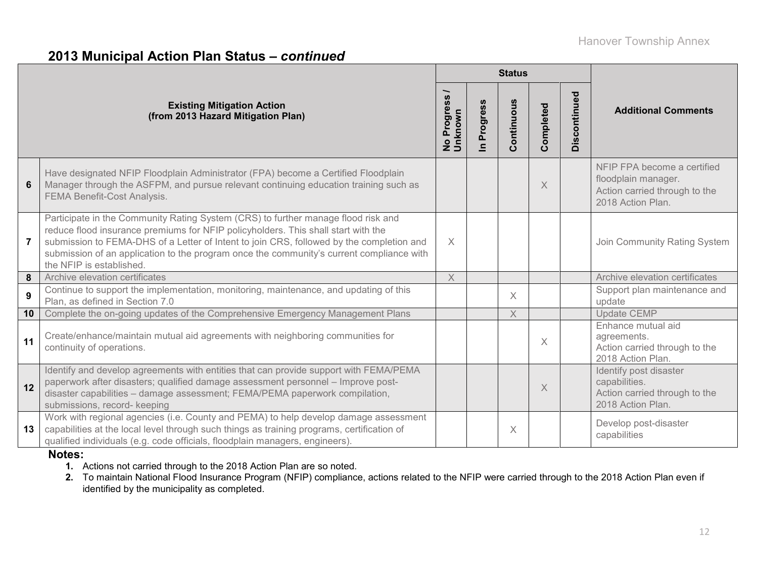## 2013 Municipal Action Plan Status – *continued*

| | Existing Mitigation Action (from 2013 Hazard Mitigation Plan) | Status | | | | | Additional Comments |
|---|---|---|---|---|---|---|---|
| | | No Progress / Unknown | In Progress | Continuous | Completed | Discontinued | |
| 6 | Have designated NFIP Floodplain Administrator (FPA) become a Certified Floodplain Manager through the ASFPM, and pursue relevant continuing education training such as FEMA Benefit-Cost Analysis. | | | | X | | NFIP FPA become a certified floodplain manager. Action carried through to the 2018 Action Plan. |
| 7 | Participate in the Community Rating System (CRS) to further manage flood risk and reduce flood insurance premiums for NFIP policyholders. This shall start with the submission to FEMA-DHS of a Letter of Intent to join CRS, followed by the completion and submission of an application to the program once the community's current compliance with the NFIP is established. | X | | | | | Join Community Rating System |
| 8 | Archive elevation certificates | X | | | | | Archive elevation certificates |
| 9 | Continue to support the implementation, monitoring, maintenance, and updating of this Plan, as defined in Section 7.0 | | | X | | | Support plan maintenance and update |
| 10 | Complete the on-going updates of the Comprehensive Emergency Management Plans | | | X | | | Update CEMP |
| 11 | Create/enhance/maintain mutual aid agreements with neighboring communities for continuity of operations. | | | | X | | Enhance mutual aid agreements. Action carried through to the 2018 Action Plan. |
| 12 | Identify and develop agreements with entities that can provide support with FEMA/PEMA paperwork after disasters; qualified damage assessment personnel – Improve post-disaster capabilities – damage assessment; FEMA/PEMA paperwork compilation, submissions, record- keeping | | | | X | | Identify post disaster capabilities. Action carried through to the 2018 Action Plan. |
| 13 | Work with regional agencies (i.e. County and PEMA) to help develop damage assessment capabilities at the local level through such things as training programs, certification of qualified individuals (e.g. code officials, floodplain managers, engineers). | | | X | | | Develop post-disaster capabilities |

**Notes:**

1. Actions not carried through to the 2018 Action Plan are so noted.
2. To maintain National Flood Insurance Program (NFIP) compliance, actions related to the NFIP were carried through to the 2018 Action Plan even if identified by the municipality as completed.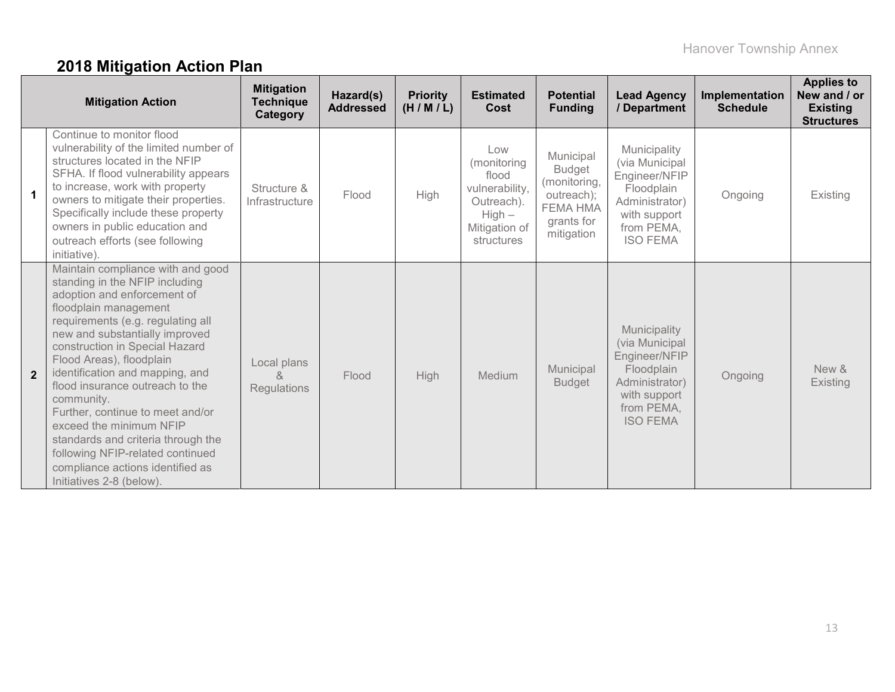## 2018 Mitigation Action Plan

| | Mitigation Action | Mitigation Technique Category | Hazard(s) Addressed | Priority (H / M / L) | Estimated Cost | Potential Funding | Lead Agency / Department | Implementation Schedule | Applies to New and / or Existing Structures |
|---|---|---|---|---|---|---|---|---|---|
| **1** | Continue to monitor flood vulnerability of the limited number of structures located in the NFIP SFHA. If flood vulnerability appears to increase, work with property owners to mitigate their properties. Specifically include these property owners in public education and outreach efforts (see following initiative). | Structure & Infrastructure | Flood | High | Low (monitoring flood vulnerability, Outreach). High – Mitigation of structures | Municipal Budget (monitoring, outreach); FEMA HMA grants for mitigation | Municipality (via Municipal Engineer/NFIP Floodplain Administrator) with support from PEMA, ISO FEMA | Ongoing | Existing |
| **2** | Maintain compliance with and good standing in the NFIP including adoption and enforcement of floodplain management requirements (e.g. regulating all new and substantially improved construction in Special Hazard Flood Areas), floodplain identification and mapping, and flood insurance outreach to the community.<br>Further, continue to meet and/or exceed the minimum NFIP standards and criteria through the following NFIP-related continued compliance actions identified as Initiatives 2-8 (below). | Local plans & Regulations | Flood | High | Medium | Municipal Budget | Municipality (via Municipal Engineer/NFIP Floodplain Administrator) with support from PEMA, ISO FEMA | Ongoing | New & Existing |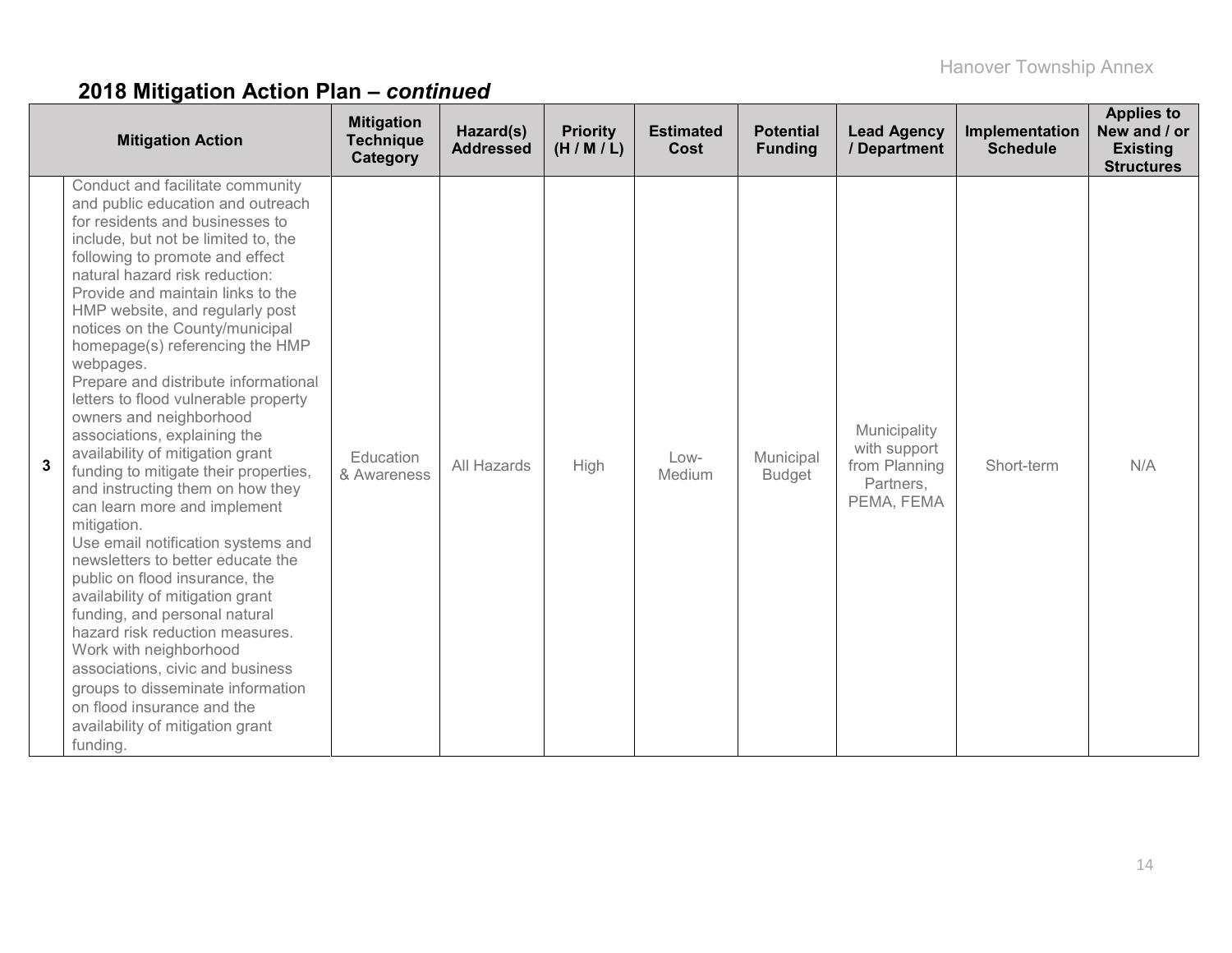## 2018 Mitigation Action Plan – *continued*

| | Mitigation Action | Mitigation Technique Category | Hazard(s) Addressed | Priority (H / M / L) | Estimated Cost | Potential Funding | Lead Agency / Department | Implementation Schedule | Applies to New and / or Existing Structures |
|---|---|---|---|---|---|---|---|---|---|
| 3 | Conduct and facilitate community and public education and outreach for residents and businesses to include, but not be limited to, the following to promote and effect natural hazard risk reduction: Provide and maintain links to the HMP website, and regularly post notices on the County/municipal homepage(s) referencing the HMP webpages. Prepare and distribute informational letters to flood vulnerable property owners and neighborhood associations, explaining the availability of mitigation grant funding to mitigate their properties, and instructing them on how they can learn more and implement mitigation. Use email notification systems and newsletters to better educate the public on flood insurance, the availability of mitigation grant funding, and personal natural hazard risk reduction measures. Work with neighborhood associations, civic and business groups to disseminate information on flood insurance and the availability of mitigation grant funding. | Education & Awareness | All Hazards | High | Low-Medium | Municipal Budget | Municipality with support from Planning Partners, PEMA, FEMA | Short-term | N/A |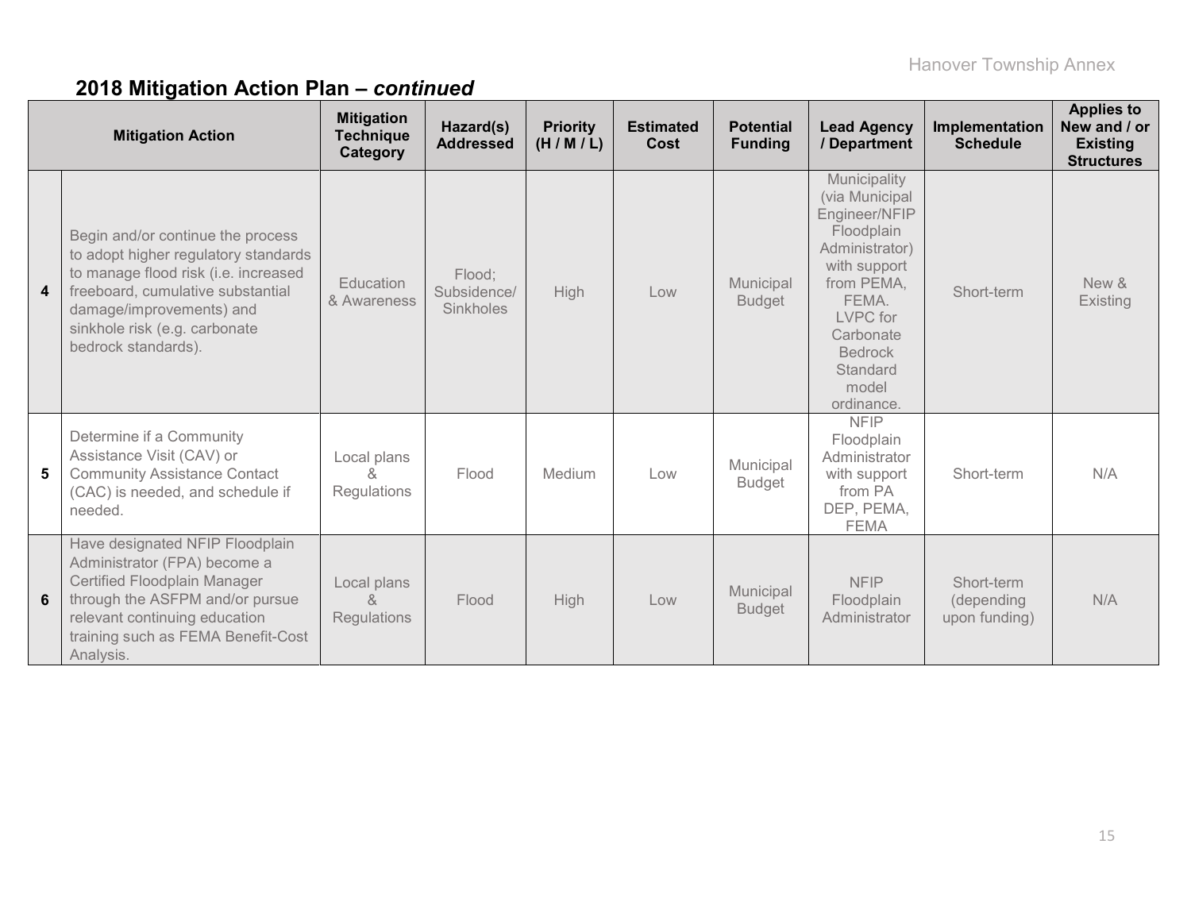## 2018 Mitigation Action Plan – *continued*

| | Mitigation Action | Mitigation Technique Category | Hazard(s) Addressed | Priority (H / M / L) | Estimated Cost | Potential Funding | Lead Agency / Department | Implementation Schedule | Applies to New and / or Existing Structures |
|---|---|---|---|---|---|---|---|---|---|
| 4 | Begin and/or continue the process to adopt higher regulatory standards to manage flood risk (i.e. increased freeboard, cumulative substantial damage/improvements) and sinkhole risk (e.g. carbonate bedrock standards). | Education & Awareness | Flood; Subsidence/ Sinkholes | High | Low | Municipal Budget | Municipality (via Municipal Engineer/NFIP Floodplain Administrator) with support from PEMA, FEMA. LVPC for Carbonate Bedrock Standard model ordinance. | Short-term | New & Existing |
| 5 | Determine if a Community Assistance Visit (CAV) or Community Assistance Contact (CAC) is needed, and schedule if needed. | Local plans & Regulations | Flood | Medium | Low | Municipal Budget | NFIP Floodplain Administrator with support from PA DEP, PEMA, FEMA | Short-term | N/A |
| 6 | Have designated NFIP Floodplain Administrator (FPA) become a Certified Floodplain Manager through the ASFPM and/or pursue relevant continuing education training such as FEMA Benefit-Cost Analysis. | Local plans & Regulations | Flood | High | Low | Municipal Budget | NFIP Floodplain Administrator | Short-term (depending upon funding) | N/A |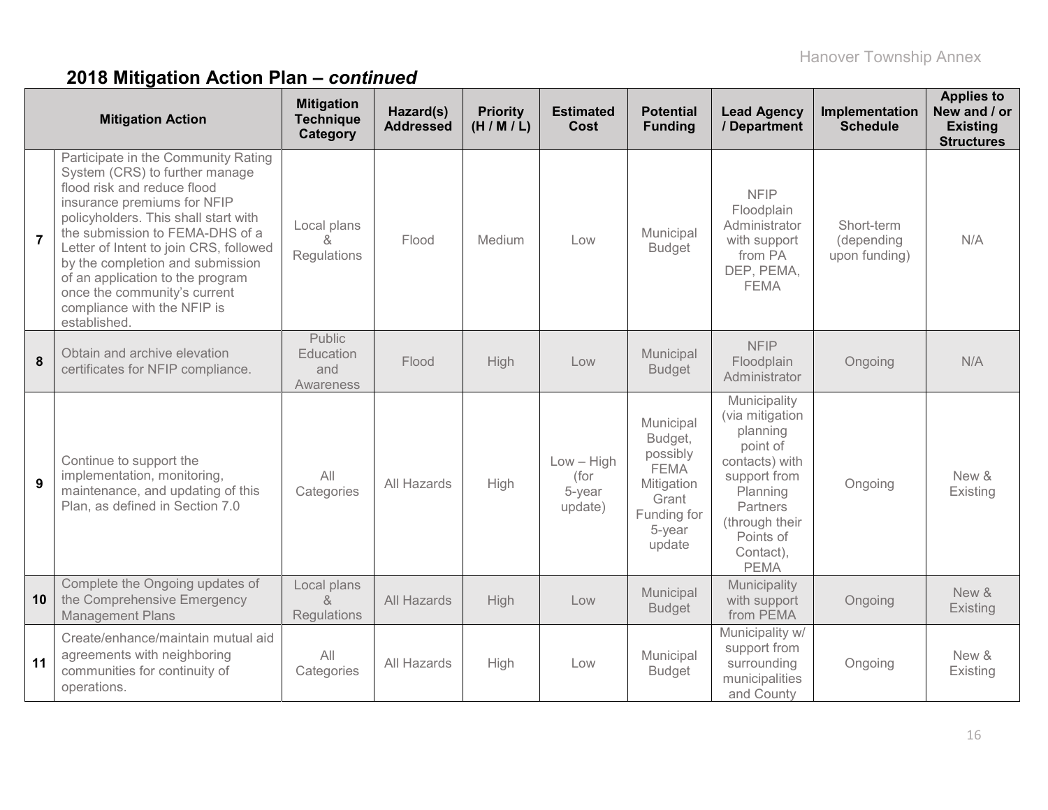## 2018 Mitigation Action Plan – *continued*

| | Mitigation Action | Mitigation Technique Category | Hazard(s) Addressed | Priority (H / M / L) | Estimated Cost | Potential Funding | Lead Agency / Department | Implementation Schedule | Applies to New and / or Existing Structures |
|---|---|---|---|---|---|---|---|---|---|
| **7** | Participate in the Community Rating System (CRS) to further manage flood risk and reduce flood insurance premiums for NFIP policyholders. This shall start with the submission to FEMA-DHS of a Letter of Intent to join CRS, followed by the completion and submission of an application to the program once the community's current compliance with the NFIP is established. | Local plans & Regulations | Flood | Medium | Low | Municipal Budget | NFIP Floodplain Administrator with support from PA DEP, PEMA, FEMA | Short-term (depending upon funding) | N/A |
| **8** | Obtain and archive elevation certificates for NFIP compliance. | Public Education and Awareness | Flood | High | Low | Municipal Budget | NFIP Floodplain Administrator | Ongoing | N/A |
| **9** | Continue to support the implementation, monitoring, maintenance, and updating of this Plan, as defined in Section 7.0 | All Categories | All Hazards | High | Low – High (for 5-year update) | Municipal Budget, possibly FEMA Mitigation Grant Funding for 5-year update | Municipality (via mitigation planning point of contacts) with support from Planning Partners (through their Points of Contact), PEMA | Ongoing | New & Existing |
| **10** | Complete the Ongoing updates of the Comprehensive Emergency Management Plans | Local plans & Regulations | All Hazards | High | Low | Municipal Budget | Municipality with support from PEMA | Ongoing | New & Existing |
| **11** | Create/enhance/maintain mutual aid agreements with neighboring communities for continuity of operations. | All Categories | All Hazards | High | Low | Municipal Budget | Municipality w/ support from surrounding municipalities and County | Ongoing | New & Existing |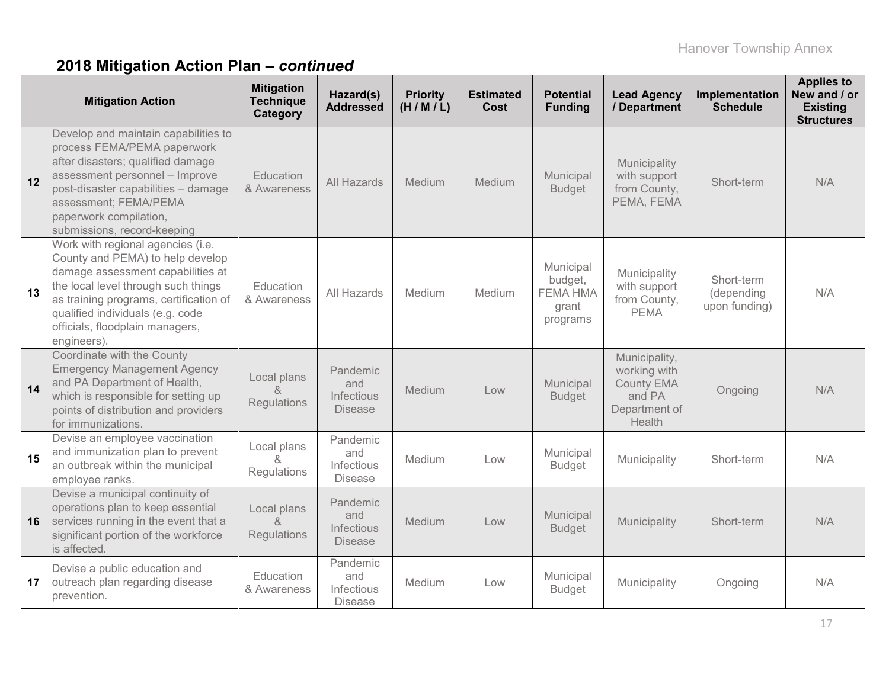## 2018 Mitigation Action Plan – *continued*

| | Mitigation Action | Mitigation Technique Category | Hazard(s) Addressed | Priority (H / M / L) | Estimated Cost | Potential Funding | Lead Agency / Department | Implementation Schedule | Applies to New and / or Existing Structures |
|---|---|---|---|---|---|---|---|---|---|
| 12 | Develop and maintain capabilities to process FEMA/PEMA paperwork after disasters; qualified damage assessment personnel – Improve post-disaster capabilities – damage assessment; FEMA/PEMA paperwork compilation, submissions, record-keeping | Education & Awareness | All Hazards | Medium | Medium | Municipal Budget | Municipality with support from County, PEMA, FEMA | Short-term | N/A |
| 13 | Work with regional agencies (i.e. County and PEMA) to help develop damage assessment capabilities at the local level through such things as training programs, certification of qualified individuals (e.g. code officials, floodplain managers, engineers). | Education & Awareness | All Hazards | Medium | Medium | Municipal budget, FEMA HMA grant programs | Municipality with support from County, PEMA | Short-term (depending upon funding) | N/A |
| 14 | Coordinate with the County Emergency Management Agency and PA Department of Health, which is responsible for setting up points of distribution and providers for immunizations. | Local plans & Regulations | Pandemic and Infectious Disease | Medium | Low | Municipal Budget | Municipality, working with County EMA and PA Department of Health | Ongoing | N/A |
| 15 | Devise an employee vaccination and immunization plan to prevent an outbreak within the municipal employee ranks. | Local plans & Regulations | Pandemic and Infectious Disease | Medium | Low | Municipal Budget | Municipality | Short-term | N/A |
| 16 | Devise a municipal continuity of operations plan to keep essential services running in the event that a significant portion of the workforce is affected. | Local plans & Regulations | Pandemic and Infectious Disease | Medium | Low | Municipal Budget | Municipality | Short-term | N/A |
| 17 | Devise a public education and outreach plan regarding disease prevention. | Education & Awareness | Pandemic and Infectious Disease | Medium | Low | Municipal Budget | Municipality | Ongoing | N/A |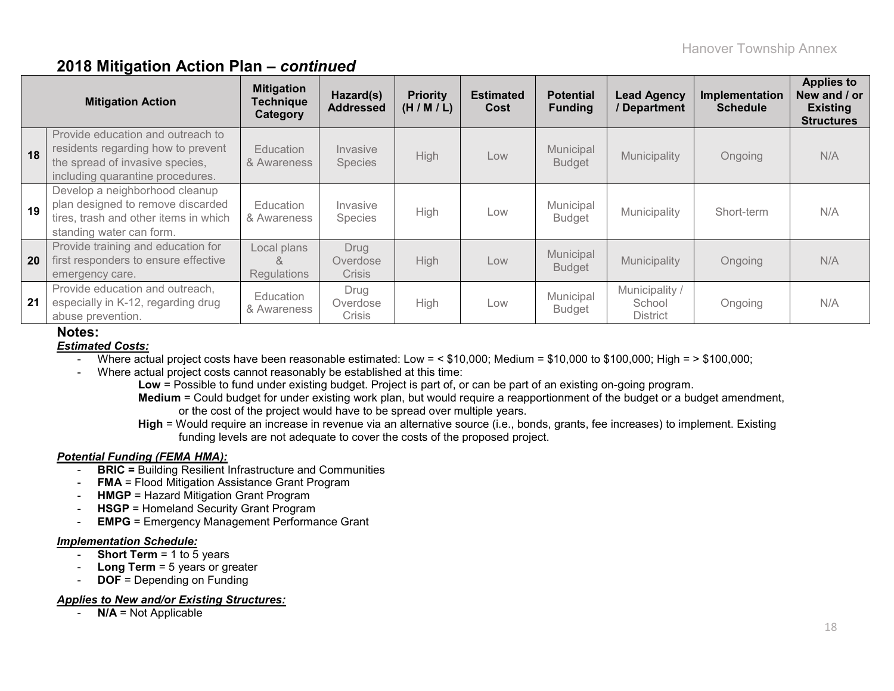## 2018 Mitigation Action Plan – *continued*

| | Mitigation Action | Mitigation Technique Category | Hazard(s) Addressed | Priority (H / M / L) | Estimated Cost | Potential Funding | Lead Agency / Department | Implementation Schedule | Applies to New and / or Existing Structures |
|---|---|---|---|---|---|---|---|---|---|
| 18 | Provide education and outreach to residents regarding how to prevent the spread of invasive species, including quarantine procedures. | Education & Awareness | Invasive Species | High | Low | Municipal Budget | Municipality | Ongoing | N/A |
| 19 | Develop a neighborhood cleanup plan designed to remove discarded tires, trash and other items in which standing water can form. | Education & Awareness | Invasive Species | High | Low | Municipal Budget | Municipality | Short-term | N/A |
| 20 | Provide training and education for first responders to ensure effective emergency care. | Local plans & Regulations | Drug Overdose Crisis | High | Low | Municipal Budget | Municipality | Ongoing | N/A |
| 21 | Provide education and outreach, especially in K-12, regarding drug abuse prevention. | Education & Awareness | Drug Overdose Crisis | High | Low | Municipal Budget | Municipality / School District | Ongoing | N/A |

### Notes:

***Estimated Costs:***

- Where actual project costs have been reasonable estimated: Low = < $10,000; Medium = $10,000 to $100,000; High = > $100,000;
- Where actual project costs cannot reasonably be established at this time:
  - **Low** = Possible to fund under existing budget. Project is part of, or can be part of an existing on-going program.
  - **Medium** = Could budget for under existing work plan, but would require a reapportionment of the budget or a budget amendment, or the cost of the project would have to be spread over multiple years.
  - **High** = Would require an increase in revenue via an alternative source (i.e., bonds, grants, fee increases) to implement. Existing funding levels are not adequate to cover the costs of the proposed project.

***Potential Funding (FEMA HMA):***

- **BRIC =** Building Resilient Infrastructure and Communities
- **FMA** = Flood Mitigation Assistance Grant Program
- **HMGP** = Hazard Mitigation Grant Program
- **HSGP** = Homeland Security Grant Program
- **EMPG** = Emergency Management Performance Grant

***Implementation Schedule:***

- **Short Term** = 1 to 5 years
- **Long Term** = 5 years or greater
- **DOF** = Depending on Funding

***Applies to New and/or Existing Structures:***

- **N/A** = Not Applicable